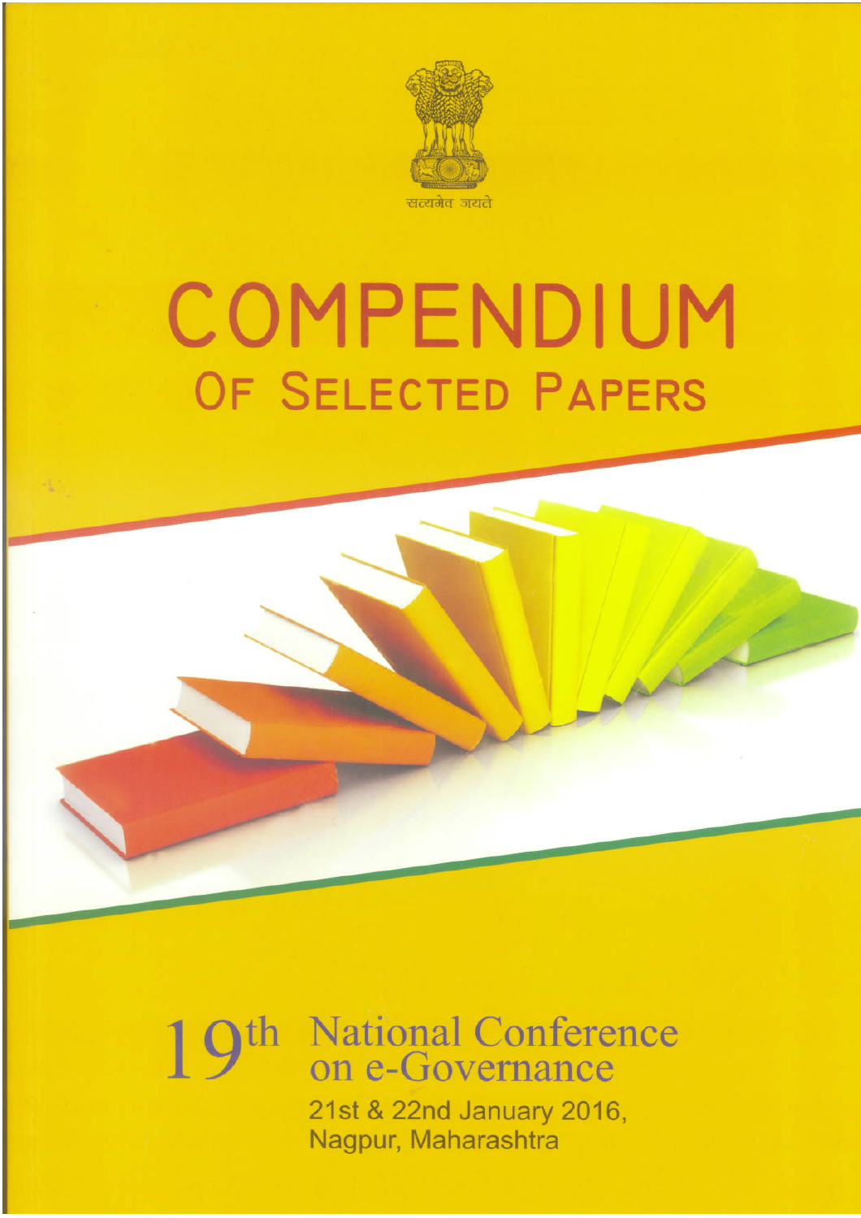सत्यमेव जयते

# COMPENDIUM

## OF SELECTED PAPERS

19th National Conference on e-Governance

21st & 22nd January 2016,
Nagpur, Maharashtra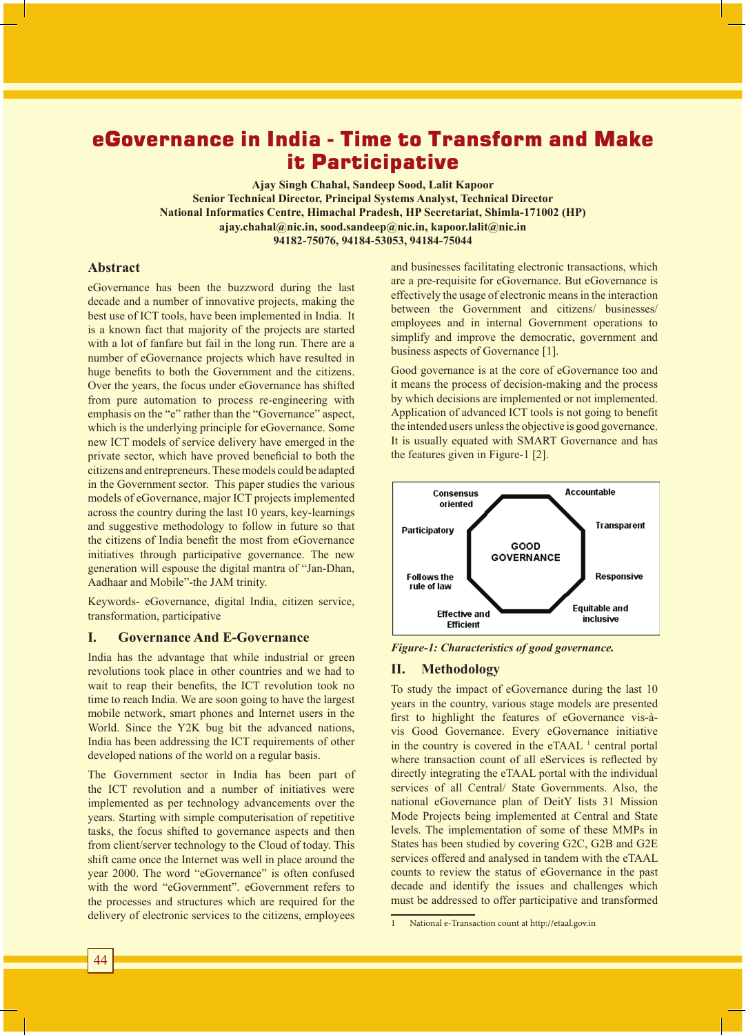# eGovernance in India - Time to Transform and Make it Participative

**Ajay Singh Chahal, Sandeep Sood, Lalit Kapoor**
**Senior Technical Director, Principal Systems Analyst, Technical Director**
**National Informatics Centre, Himachal Pradesh, HP Secretariat, Shimla-171002 (HP)**
**ajay.chahal@nic.in, sood.sandeep@nic.in, kapoor.lalit@nic.in**
**94182-75076, 94184-53053, 94184-75044**

## Abstract

eGovernance has been the buzzword during the last decade and a number of innovative projects, making the best use of ICT tools, have been implemented in India. It is a known fact that majority of the projects are started with a lot of fanfare but fail in the long run. There are a number of eGovernance projects which have resulted in huge benefits to both the Government and the citizens. Over the years, the focus under eGovernance has shifted from pure automation to process re-engineering with emphasis on the "e" rather than the "Governance" aspect, which is the underlying principle for eGovernance. Some new ICT models of service delivery have emerged in the private sector, which have proved beneficial to both the citizens and entrepreneurs. These models could be adapted in the Government sector. This paper studies the various models of eGovernance, major ICT projects implemented across the country during the last 10 years, key-learnings and suggestive methodology to follow in future so that the citizens of India benefit the most from eGovernance initiatives through participative governance. The new generation will espouse the digital mantra of "Jan-Dhan, Aadhaar and Mobile"-the JAM trinity.

Keywords- eGovernance, digital India, citizen service, transformation, participative

## I. Governance And E-Governance

India has the advantage that while industrial or green revolutions took place in other countries and we had to wait to reap their benefits, the ICT revolution took no time to reach India. We are soon going to have the largest mobile network, smart phones and Internet users in the World. Since the Y2K bug bit the advanced nations, India has been addressing the ICT requirements of other developed nations of the world on a regular basis.

The Government sector in India has been part of the ICT revolution and a number of initiatives were implemented as per technology advancements over the years. Starting with simple computerisation of repetitive tasks, the focus shifted to governance aspects and then from client/server technology to the Cloud of today. This shift came once the Internet was well in place around the year 2000. The word "eGovernance" is often confused with the word "eGovernment". eGovernment refers to the processes and structures which are required for the delivery of electronic services to the citizens, employees and businesses facilitating electronic transactions, which are a pre-requisite for eGovernance. But eGovernance is effectively the usage of electronic means in the interaction between the Government and citizens/ businesses/ employees and in internal Government operations to simplify and improve the democratic, government and business aspects of Governance [1].

Good governance is at the core of eGovernance too and it means the process of decision-making and the process by which decisions are implemented or not implemented. Application of advanced ICT tools is not going to benefit the intended users unless the objective is good governance. It is usually equated with SMART Governance and has the features given in Figure-1 [2].

GOOD GOVERNANCE: Consensus oriented; Accountable; Participatory; Transparent; Follows the rule of law; Responsive; Effective and Efficient; Equitable and inclusive

*Figure-1: Characteristics of good governance.*

## II. Methodology

To study the impact of eGovernance during the last 10 years in the country, various stage models are presented first to highlight the features of eGovernance vis-à-vis Good Governance. Every eGovernance initiative in the country is covered in the eTAAL [1] central portal where transaction count of all eServices is reflected by directly integrating the eTAAL portal with the individual services of all Central/ State Governments. Also, the national eGovernance plan of DeitY lists 31 Mission Mode Projects being implemented at Central and State levels. The implementation of some of these MMPs in States has been studied by covering G2C, G2B and G2E services offered and analysed in tandem with the eTAAL counts to review the status of eGovernance in the past decade and identify the issues and challenges which must be addressed to offer participative and transformed

1 National e-Transaction count at http://etaal.gov.in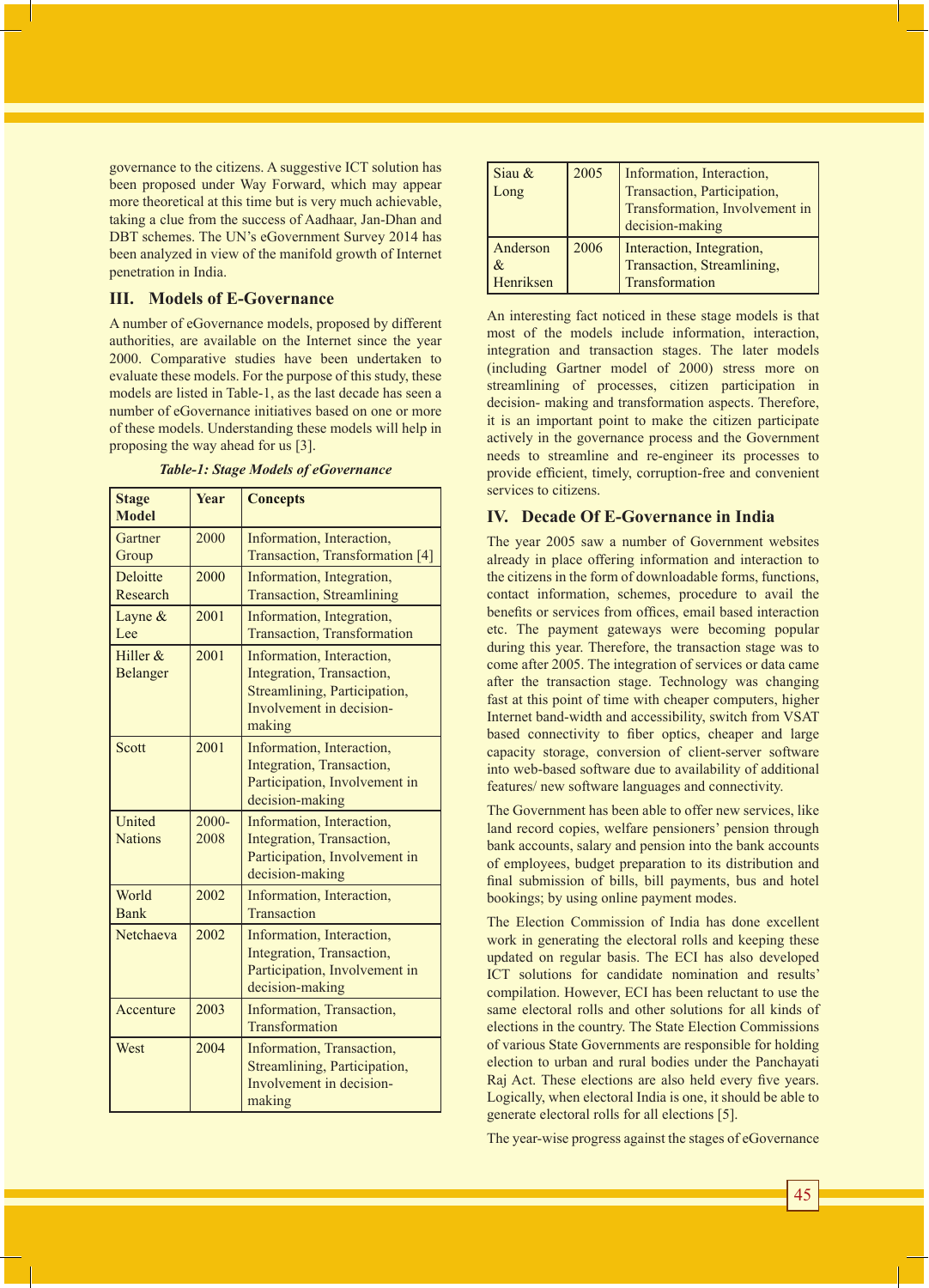governance to the citizens. A suggestive ICT solution has been proposed under Way Forward, which may appear more theoretical at this time but is very much achievable, taking a clue from the success of Aadhaar, Jan-Dhan and DBT schemes. The UN's eGovernment Survey 2014 has been analyzed in view of the manifold growth of Internet penetration in India.

## III. Models of E-Governance

A number of eGovernance models, proposed by different authorities, are available on the Internet since the year 2000. Comparative studies have been undertaken to evaluate these models. For the purpose of this study, these models are listed in Table-1, as the last decade has seen a number of eGovernance initiatives based on one or more of these models. Understanding these models will help in proposing the way ahead for us [3].

*Table-1: Stage Models of eGovernance*

| Stage Model | Year | Concepts |
|---|---|---|
| Gartner Group | 2000 | Information, Interaction, Transaction, Transformation [4] |
| Deloitte Research | 2000 | Information, Integration, Transaction, Streamlining |
| Layne & Lee | 2001 | Information, Integration, Transaction, Transformation |
| Hiller & Belanger | 2001 | Information, Interaction, Integration, Transaction, Streamlining, Participation, Involvement in decision-making |
| Scott | 2001 | Information, Interaction, Integration, Transaction, Participation, Involvement in decision-making |
| United Nations | 2000-2008 | Information, Interaction, Integration, Transaction, Participation, Involvement in decision-making |
| World Bank | 2002 | Information, Interaction, Transaction |
| Netchaeva | 2002 | Information, Interaction, Integration, Transaction, Participation, Involvement in decision-making |
| Accenture | 2003 | Information, Transaction, Transformation |
| West | 2004 | Information, Transaction, Streamlining, Participation, Involvement in decision-making |
| Siau & Long | 2005 | Information, Interaction, Transaction, Participation, Transformation, Involvement in decision-making |
| Anderson & Henriksen | 2006 | Interaction, Integration, Transaction, Streamlining, Transformation |

An interesting fact noticed in these stage models is that most of the models include information, interaction, integration and transaction stages. The later models (including Gartner model of 2000) stress more on streamlining of processes, citizen participation in decision- making and transformation aspects. Therefore, it is an important point to make the citizen participate actively in the governance process and the Government needs to streamline and re-engineer its processes to provide efficient, timely, corruption-free and convenient services to citizens.

## IV. Decade Of E-Governance in India

The year 2005 saw a number of Government websites already in place offering information and interaction to the citizens in the form of downloadable forms, functions, contact information, schemes, procedure to avail the benefits or services from offices, email based interaction etc. The payment gateways were becoming popular during this year. Therefore, the transaction stage was to come after 2005. The integration of services or data came after the transaction stage. Technology was changing fast at this point of time with cheaper computers, higher Internet band-width and accessibility, switch from VSAT based connectivity to fiber optics, cheaper and large capacity storage, conversion of client-server software into web-based software due to availability of additional features/ new software languages and connectivity.

The Government has been able to offer new services, like land record copies, welfare pensioners' pension through bank accounts, salary and pension into the bank accounts of employees, budget preparation to its distribution and final submission of bills, bill payments, bus and hotel bookings; by using online payment modes.

The Election Commission of India has done excellent work in generating the electoral rolls and keeping these updated on regular basis. The ECI has also developed ICT solutions for candidate nomination and results' compilation. However, ECI has been reluctant to use the same electoral rolls and other solutions for all kinds of elections in the country. The State Election Commissions of various State Governments are responsible for holding election to urban and rural bodies under the Panchayati Raj Act. These elections are also held every five years. Logically, when electoral India is one, it should be able to generate electoral rolls for all elections [5].

The year-wise progress against the stages of eGovernance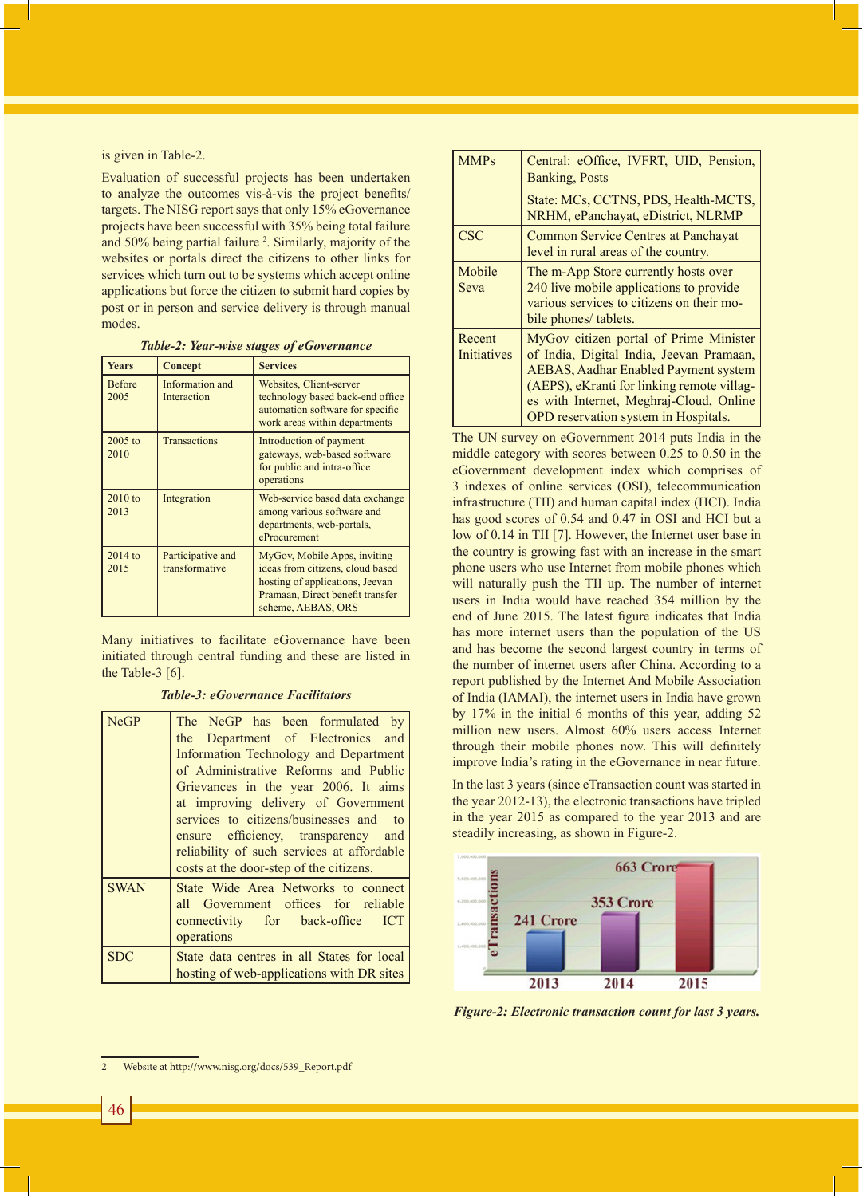is given in Table-2.

Evaluation of successful projects has been undertaken to analyze the outcomes vis-à-vis the project benefits/ targets. The NISG report says that only 15% eGovernance projects have been successful with 35% being total failure and 50% being partial failure [2]. Similarly, majority of the websites or portals direct the citizens to other links for services which turn out to be systems which accept online applications but force the citizen to submit hard copies by post or in person and service delivery is through manual modes.

*Table-2: Year-wise stages of eGovernance*

| Years | Concept | Services |
|---|---|---|
| Before 2005 | Information and Interaction | Websites, Client-server technology based back-end office automation software for specific work areas within departments |
| 2005 to 2010 | Transactions | Introduction of payment gateways, web-based software for public and intra-office operations |
| 2010 to 2013 | Integration | Web-service based data exchange among various software and departments, web-portals, eProcurement |
| 2014 to 2015 | Participative and transformative | MyGov, Mobile Apps, inviting ideas from citizens, cloud based hosting of applications, Jeevan Pramaan, Direct benefit transfer scheme, AEBAS, ORS |

Many initiatives to facilitate eGovernance have been initiated through central funding and these are listed in the Table-3 [6].

*Table-3: eGovernance Facilitators*

| | |
|---|---|
| NeGP | The NeGP has been formulated by the Department of Electronics and Information Technology and Department of Administrative Reforms and Public Grievances in the year 2006. It aims at improving delivery of Government services to citizens/businesses and to ensure efficiency, transparency and reliability of such services at affordable costs at the door-step of the citizens. |
| SWAN | State Wide Area Networks to connect all Government offices for reliable connectivity for back-office ICT operations |
| SDC | State data centres in all States for local hosting of web-applications with DR sites |
| MMPs | Central: eOffice, IVFRT, UID, Pension, Banking, Posts<br>State: MCs, CCTNS, PDS, Health-MCTS, NRHM, ePanchayat, eDistrict, NLRMP |
| CSC | Common Service Centres at Panchayat level in rural areas of the country. |
| Mobile Seva | The m-App Store currently hosts over 240 live mobile applications to provide various services to citizens on their mobile phones/ tablets. |
| Recent Initiatives | MyGov citizen portal of Prime Minister of India, Digital India, Jeevan Pramaan, AEBAS, Aadhar Enabled Payment system (AEPS), eKranti for linking remote villages with Internet, Meghraj-Cloud, Online OPD reservation system in Hospitals. |

The UN survey on eGovernment 2014 puts India in the middle category with scores between 0.25 to 0.50 in the eGovernment development index which comprises of 3 indexes of online services (OSI), telecommunication infrastructure (TII) and human capital index (HCI). India has good scores of 0.54 and 0.47 in OSI and HCI but a low of 0.14 in TII [7]. However, the Internet user base in the country is growing fast with an increase in the smart phone users who use Internet from mobile phones which will naturally push the TII up. The number of internet users in India would have reached 354 million by the end of June 2015. The latest figure indicates that India has more internet users than the population of the US and has become the second largest country in terms of the number of internet users after China. According to a report published by the Internet And Mobile Association of India (IAMAI), the internet users in India have grown by 17% in the initial 6 months of this year, adding 52 million new users. Almost 60% users access Internet through their mobile phones now. This will definitely improve India's rating in the eGovernance in near future.

In the last 3 years (since eTransaction count was started in the year 2012-13), the electronic transactions have tripled in the year 2015 as compared to the year 2013 and are steadily increasing, as shown in Figure-2.

*Figure-2: Electronic transaction count for last 3 years.*

---

2 Website at http://www.nisg.org/docs/539_Report.pdf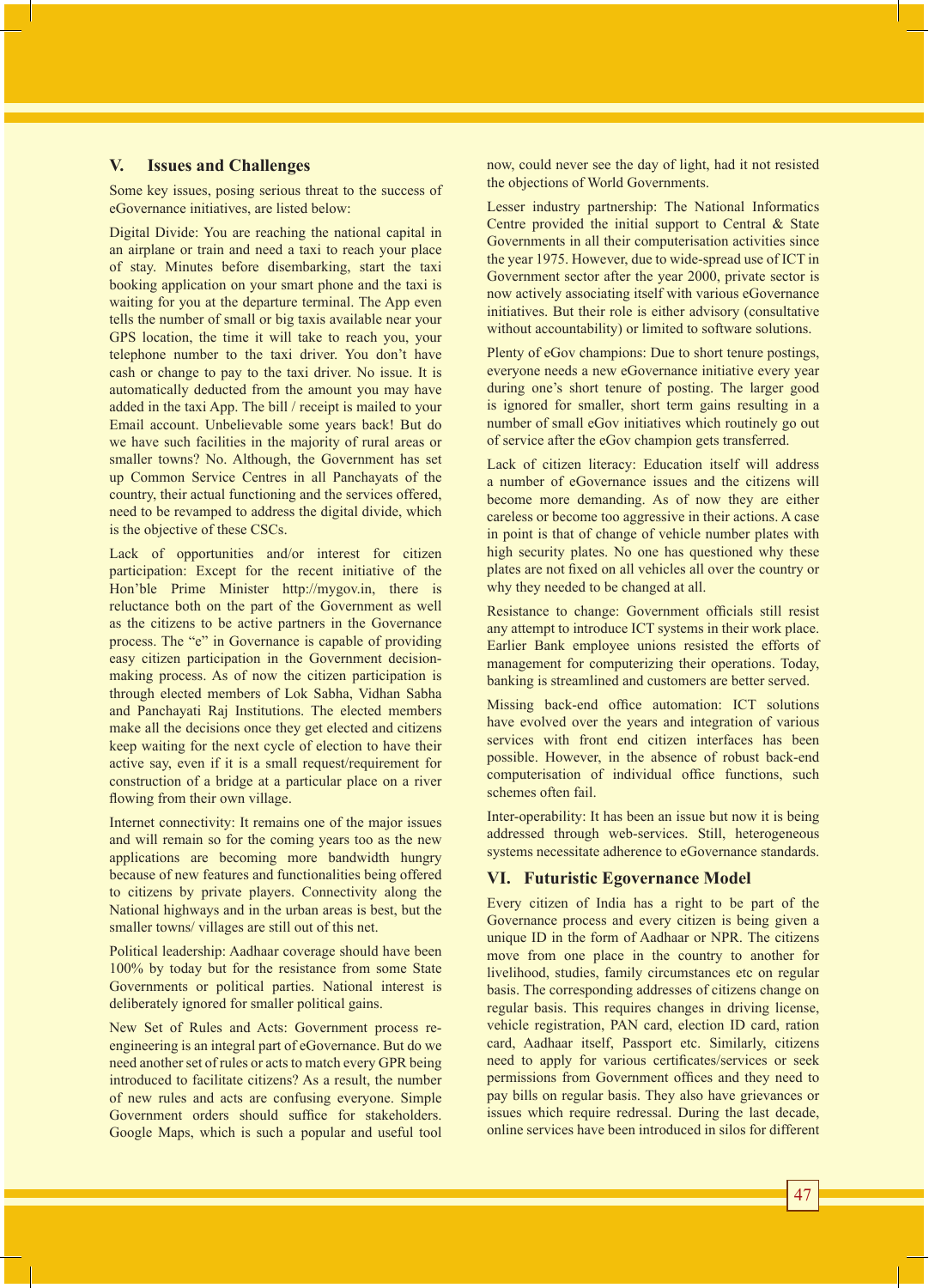## V. Issues and Challenges

Some key issues, posing serious threat to the success of eGovernance initiatives, are listed below:

Digital Divide: You are reaching the national capital in an airplane or train and need a taxi to reach your place of stay. Minutes before disembarking, start the taxi booking application on your smart phone and the taxi is waiting for you at the departure terminal. The App even tells the number of small or big taxis available near your GPS location, the time it will take to reach you, your telephone number to the taxi driver. You don't have cash or change to pay to the taxi driver. No issue. It is automatically deducted from the amount you may have added in the taxi App. The bill / receipt is mailed to your Email account. Unbelievable some years back! But do we have such facilities in the majority of rural areas or smaller towns? No. Although, the Government has set up Common Service Centres in all Panchayats of the country, their actual functioning and the services offered, need to be revamped to address the digital divide, which is the objective of these CSCs.

Lack of opportunities and/or interest for citizen participation: Except for the recent initiative of the Hon'ble Prime Minister http://mygov.in, there is reluctance both on the part of the Government as well as the citizens to be active partners in the Governance process. The "e" in Governance is capable of providing easy citizen participation in the Government decision-making process. As of now the citizen participation is through elected members of Lok Sabha, Vidhan Sabha and Panchayati Raj Institutions. The elected members make all the decisions once they get elected and citizens keep waiting for the next cycle of election to have their active say, even if it is a small request/requirement for construction of a bridge at a particular place on a river flowing from their own village.

Internet connectivity: It remains one of the major issues and will remain so for the coming years too as the new applications are becoming more bandwidth hungry because of new features and functionalities being offered to citizens by private players. Connectivity along the National highways and in the urban areas is best, but the smaller towns/ villages are still out of this net.

Political leadership: Aadhaar coverage should have been 100% by today but for the resistance from some State Governments or political parties. National interest is deliberately ignored for smaller political gains.

New Set of Rules and Acts: Government process re-engineering is an integral part of eGovernance. But do we need another set of rules or acts to match every GPR being introduced to facilitate citizens? As a result, the number of new rules and acts are confusing everyone. Simple Government orders should suffice for stakeholders. Google Maps, which is such a popular and useful tool now, could never see the day of light, had it not resisted the objections of World Governments.

Lesser industry partnership: The National Informatics Centre provided the initial support to Central & State Governments in all their computerisation activities since the year 1975. However, due to wide-spread use of ICT in Government sector after the year 2000, private sector is now actively associating itself with various eGovernance initiatives. But their role is either advisory (consultative without accountability) or limited to software solutions.

Plenty of eGov champions: Due to short tenure postings, everyone needs a new eGovernance initiative every year during one's short tenure of posting. The larger good is ignored for smaller, short term gains resulting in a number of small eGov initiatives which routinely go out of service after the eGov champion gets transferred.

Lack of citizen literacy: Education itself will address a number of eGovernance issues and the citizens will become more demanding. As of now they are either careless or become too aggressive in their actions. A case in point is that of change of vehicle number plates with high security plates. No one has questioned why these plates are not fixed on all vehicles all over the country or why they needed to be changed at all.

Resistance to change: Government officials still resist any attempt to introduce ICT systems in their work place. Earlier Bank employee unions resisted the efforts of management for computerizing their operations. Today, banking is streamlined and customers are better served.

Missing back-end office automation: ICT solutions have evolved over the years and integration of various services with front end citizen interfaces has been possible. However, in the absence of robust back-end computerisation of individual office functions, such schemes often fail.

Inter-operability: It has been an issue but now it is being addressed through web-services. Still, heterogeneous systems necessitate adherence to eGovernance standards.

## VI. Futuristic Egovernance Model

Every citizen of India has a right to be part of the Governance process and every citizen is being given a unique ID in the form of Aadhaar or NPR. The citizens move from one place in the country to another for livelihood, studies, family circumstances etc on regular basis. The corresponding addresses of citizens change on regular basis. This requires changes in driving license, vehicle registration, PAN card, election ID card, ration card, Aadhaar itself, Passport etc. Similarly, citizens need to apply for various certificates/services or seek permissions from Government offices and they need to pay bills on regular basis. They also have grievances or issues which require redressal. During the last decade, online services have been introduced in silos for different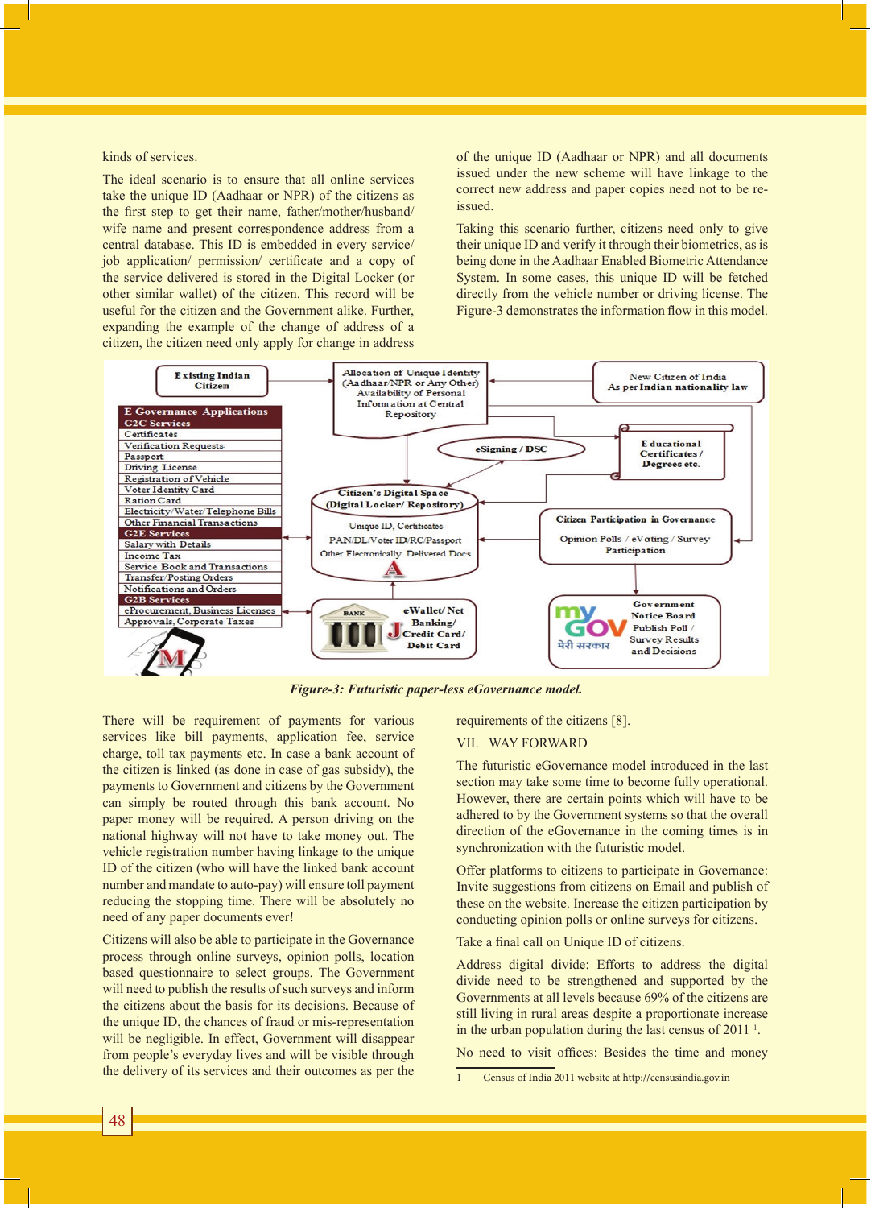kinds of services.

The ideal scenario is to ensure that all online services take the unique ID (Aadhaar or NPR) of the citizens as the first step to get their name, father/mother/husband/wife name and present correspondence address from a central database. This ID is embedded in every service/job application/ permission/ certificate and a copy of the service delivered is stored in the Digital Locker (or other similar wallet) of the citizen. This record will be useful for the citizen and the Government alike. Further, expanding the example of the change of address of a citizen, the citizen need only apply for change in address of the unique ID (Aadhaar or NPR) and all documents issued under the new scheme will have linkage to the correct new address and paper copies need not to be re-issued.

Taking this scenario further, citizens need only to give their unique ID and verify it through their biometrics, as is being done in the Aadhaar Enabled Biometric Attendance System. In some cases, this unique ID will be fetched directly from the vehicle number or driving license. The Figure-3 demonstrates the information flow in this model.

*Figure-3: Futuristic paper-less eGovernance model.*

There will be requirement of payments for various services like bill payments, application fee, service charge, toll tax payments etc. In case a bank account of the citizen is linked (as done in case of gas subsidy), the payments to Government and citizens by the Government can simply be routed through this bank account. No paper money will be required. A person driving on the national highway will not have to take money out. The vehicle registration number having linkage to the unique ID of the citizen (who will have the linked bank account number and mandate to auto-pay) will ensure toll payment reducing the stopping time. There will be absolutely no need of any paper documents ever!

Citizens will also be able to participate in the Governance process through online surveys, opinion polls, location based questionnaire to select groups. The Government will need to publish the results of such surveys and inform the citizens about the basis for its decisions. Because of the unique ID, the chances of fraud or mis-representation will be negligible. In effect, Government will disappear from people's everyday lives and will be visible through the delivery of its services and their outcomes as per the requirements of the citizens [8].

## VII. WAY FORWARD

The futuristic eGovernance model introduced in the last section may take some time to become fully operational. However, there are certain points which will have to be adhered to by the Government systems so that the overall direction of the eGovernance in the coming times is in synchronization with the futuristic model.

Offer platforms to citizens to participate in Governance: Invite suggestions from citizens on Email and publish of these on the website. Increase the citizen participation by conducting opinion polls or online surveys for citizens.

Take a final call on Unique ID of citizens.

Address digital divide: Efforts to address the digital divide need to be strengthened and supported by the Governments at all levels because 69% of the citizens are still living in rural areas despite a proportionate increase in the urban population during the last census of 2011 [1].

No need to visit offices: Besides the time and money

---

1 Census of India 2011 website at http://censusindia.gov.in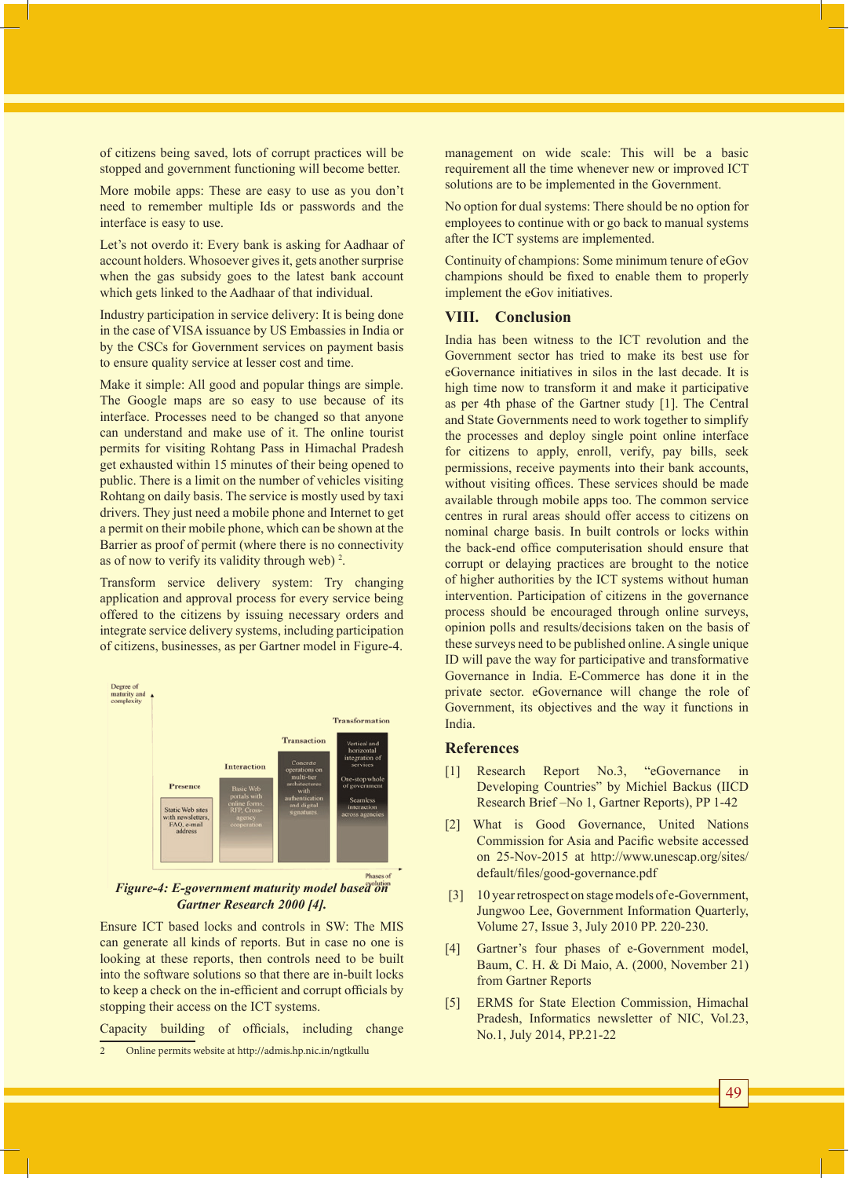of citizens being saved, lots of corrupt practices will be stopped and government functioning will become better.

More mobile apps: These are easy to use as you don't need to remember multiple Ids or passwords and the interface is easy to use.

Let's not overdo it: Every bank is asking for Aadhaar of account holders. Whosoever gives it, gets another surprise when the gas subsidy goes to the latest bank account which gets linked to the Aadhaar of that individual.

Industry participation in service delivery: It is being done in the case of VISA issuance by US Embassies in India or by the CSCs for Government services on payment basis to ensure quality service at lesser cost and time.

Make it simple: All good and popular things are simple. The Google maps are so easy to use because of its interface. Processes need to be changed so that anyone can understand and make use of it. The online tourist permits for visiting Rohtang Pass in Himachal Pradesh get exhausted within 15 minutes of their being opened to public. There is a limit on the number of vehicles visiting Rohtang on daily basis. The service is mostly used by taxi drivers. They just need a mobile phone and Internet to get a permit on their mobile phone, which can be shown at the Barrier as proof of permit (where there is no connectivity as of now to verify its validity through web) [2].

Transform service delivery system: Try changing application and approval process for every service being offered to the citizens by issuing necessary orders and integrate service delivery systems, including participation of citizens, businesses, as per Gartner model in Figure-4.

*Figure-4: E-government maturity model based on Gartner Research 2000 [4].*

Ensure ICT based locks and controls in SW: The MIS can generate all kinds of reports. But in case no one is looking at these reports, then controls need to be built into the software solutions so that there are in-built locks to keep a check on the in-efficient and corrupt officials by stopping their access on the ICT systems.

Capacity building of officials, including change management on wide scale: This will be a basic requirement all the time whenever new or improved ICT solutions are to be implemented in the Government.

No option for dual systems: There should be no option for employees to continue with or go back to manual systems after the ICT systems are implemented.

Continuity of champions: Some minimum tenure of eGov champions should be fixed to enable them to properly implement the eGov initiatives.

## VIII. Conclusion

India has been witness to the ICT revolution and the Government sector has tried to make its best use for eGovernance initiatives in silos in the last decade. It is high time now to transform it and make it participative as per 4th phase of the Gartner study [1]. The Central and State Governments need to work together to simplify the processes and deploy single point online interface for citizens to apply, enroll, verify, pay bills, seek permissions, receive payments into their bank accounts, without visiting offices. These services should be made available through mobile apps too. The common service centres in rural areas should offer access to citizens on nominal charge basis. In built controls or locks within the back-end office computerisation should ensure that corrupt or delaying practices are brought to the notice of higher authorities by the ICT systems without human intervention. Participation of citizens in the governance process should be encouraged through online surveys, opinion polls and results/decisions taken on the basis of these surveys need to be published online. A single unique ID will pave the way for participative and transformative Governance in India. E-Commerce has done it in the private sector. eGovernance will change the role of Government, its objectives and the way it functions in India.

## References

[1] Research Report No.3, "eGovernance in Developing Countries" by Michiel Backus (IICD Research Brief –No 1, Gartner Reports), PP 1-42

[2] What is Good Governance, United Nations Commission for Asia and Pacific website accessed on 25-Nov-2015 at http://www.unescap.org/sites/default/files/good-governance.pdf

[3] 10 year retrospect on stage models of e-Government, Jungwoo Lee, Government Information Quarterly, Volume 27, Issue 3, July 2010 PP. 220-230.

[4] Gartner's four phases of e-Government model, Baum, C. H. & Di Maio, A. (2000, November 21) from Gartner Reports

[5] ERMS for State Election Commission, Himachal Pradesh, Informatics newsletter of NIC, Vol.23, No.1, July 2014, PP.21-22

---

2 Online permits website at http://admis.hp.nic.in/ngtkullu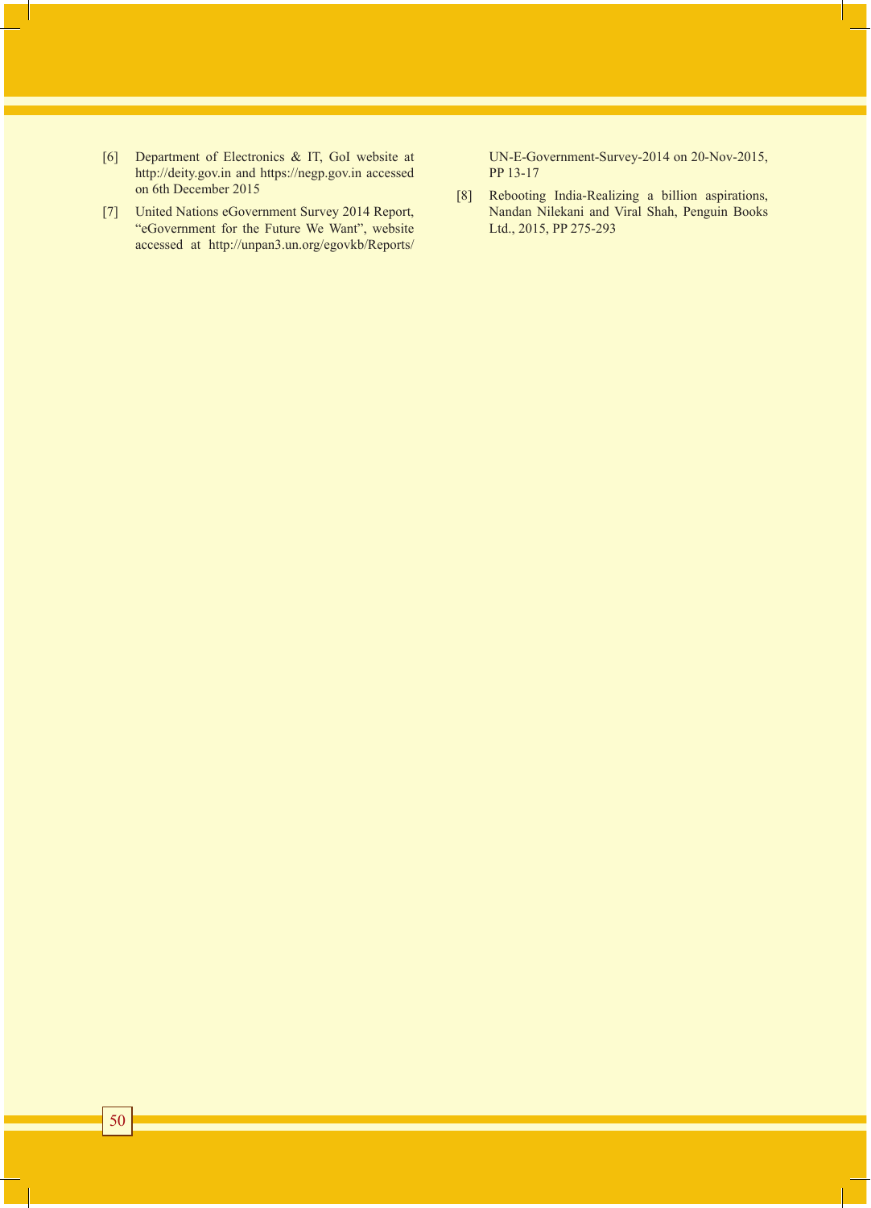[6] Department of Electronics & IT, GoI website at http://deity.gov.in and https://negp.gov.in accessed on 6th December 2015

[7] United Nations eGovernment Survey 2014 Report, "eGovernment for the Future We Want", website accessed at http://unpan3.un.org/egovkb/Reports/UN-E-Government-Survey-2014 on 20-Nov-2015, PP 13-17

[8] Rebooting India-Realizing a billion aspirations, Nandan Nilekani and Viral Shah, Penguin Books Ltd., 2015, PP 275-293